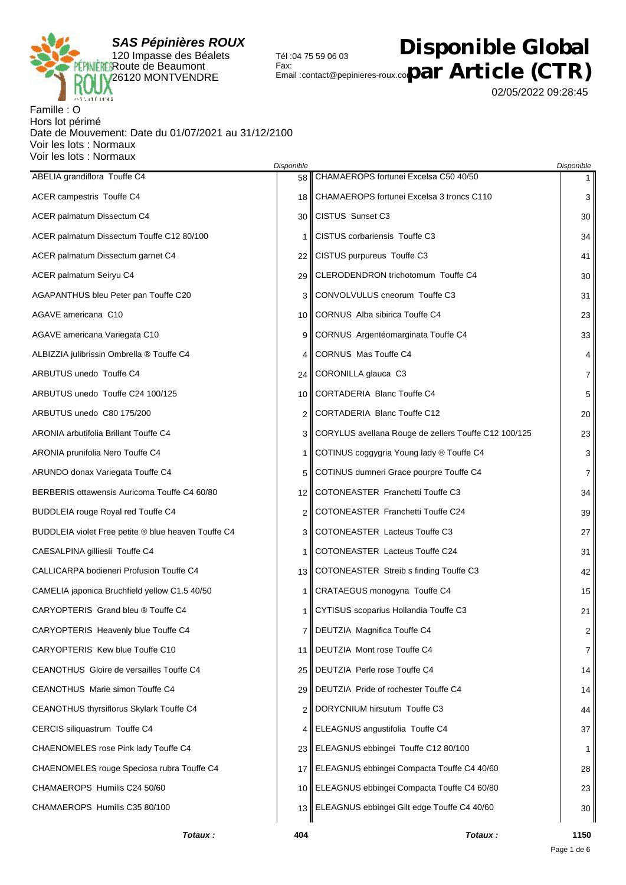**SAS Pépinières ROUX**
120 Impasse des Béalets
Route de Beaumont
26120 MONTVENDRE

Tél :04 75 59 06 03
Fax:
Email :contact@pepinieres-roux.com

# Disponible Global par Article (CTR)

02/05/2022 09:28:45

Famille : O
Hors lot périmé
Date de Mouvement: Date du 01/07/2021 au 31/12/2100
Voir les lots : Normaux
Voir les lots : Normaux

| Article | Disponible | Article | Disponible |
|---|---|---|---|
| ABELIA grandiflora Touffe C4 | 58 | CHAMAEROPS fortunei Excelsa C50 40/50 | 1 |
| ACER campestris Touffe C4 | 18 | CHAMAEROPS fortunei Excelsa 3 troncs C110 | 3 |
| ACER palmatum Dissectum C4 | 30 | CISTUS Sunset C3 | 30 |
| ACER palmatum Dissectum Touffe C12 80/100 | 1 | CISTUS corbariensis Touffe C3 | 34 |
| ACER palmatum Dissectum garnet C4 | 22 | CISTUS purpureus Touffe C3 | 41 |
| ACER palmatum Seiryu C4 | 29 | CLERODENDRON trichotomum Touffe C4 | 30 |
| AGAPANTHUS bleu Peter pan Touffe C20 | 3 | CONVOLVULUS cneorum Touffe C3 | 31 |
| AGAVE americana C10 | 10 | CORNUS Alba sibirica Touffe C4 | 23 |
| AGAVE americana Variegata C10 | 9 | CORNUS Argentéomarginata Touffe C4 | 33 |
| ALBIZZIA julibrissin Ombrella ® Touffe C4 | 4 | CORNUS Mas Touffe C4 | 4 |
| ARBUTUS unedo Touffe C4 | 24 | CORONILLA glauca C3 | 7 |
| ARBUTUS unedo Touffe C24 100/125 | 10 | CORTADERIA Blanc Touffe C4 | 5 |
| ARBUTUS unedo C80 175/200 | 2 | CORTADERIA Blanc Touffe C12 | 20 |
| ARONIA arbutifolia Brillant Touffe C4 | 3 | CORYLUS avellana Rouge de zellers Touffe C12 100/125 | 23 |
| ARONIA prunifolia Nero Touffe C4 | 1 | COTINUS coggygria Young lady ® Touffe C4 | 3 |
| ARUNDO donax Variegata Touffe C4 | 5 | COTINUS dumneri Grace pourpre Touffe C4 | 7 |
| BERBERIS ottawensis Auricoma Touffe C4 60/80 | 12 | COTONEASTER Franchetti Touffe C3 | 34 |
| BUDDLEIA rouge Royal red Touffe C4 | 2 | COTONEASTER Franchetti Touffe C24 | 39 |
| BUDDLEIA violet Free petite ® blue heaven Touffe C4 | 3 | COTONEASTER Lacteus Touffe C3 | 27 |
| CAESALPINA gilliesii Touffe C4 | 1 | COTONEASTER Lacteus Touffe C24 | 31 |
| CALLICARPA bodieneri Profusion Touffe C4 | 13 | COTONEASTER Streib s finding Touffe C3 | 42 |
| CAMELIA japonica Bruchfield yellow C1.5 40/50 | 1 | CRATAEGUS monogyna Touffe C4 | 15 |
| CARYOPTERIS Grand bleu ® Touffe C4 | 1 | CYTISUS scoparius Hollandia Touffe C3 | 21 |
| CARYOPTERIS Heavenly blue Touffe C4 | 7 | DEUTZIA Magnifica Touffe C4 | 2 |
| CARYOPTERIS Kew blue Touffe C10 | 11 | DEUTZIA Mont rose Touffe C4 | 7 |
| CEANOTHUS Gloire de versailles Touffe C4 | 25 | DEUTZIA Perle rose Touffe C4 | 14 |
| CEANOTHUS Marie simon Touffe C4 | 29 | DEUTZIA Pride of rochester Touffe C4 | 14 |
| CEANOTHUS thyrsiflorus Skylark Touffe C4 | 2 | DORYCNIUM hirsutum Touffe C3 | 44 |
| CERCIS siliquastrum Touffe C4 | 4 | ELEAGNUS angustifolia Touffe C4 | 37 |
| CHAENOMELES rose Pink lady Touffe C4 | 23 | ELEAGNUS ebbingei Touffe C12 80/100 | 1 |
| CHAENOMELES rouge Speciosa rubra Touffe C4 | 17 | ELEAGNUS ebbingei Compacta Touffe C4 40/60 | 28 |
| CHAMAEROPS Humilis C24 50/60 | 10 | ELEAGNUS ebbingei Compacta Touffe C4 60/80 | 23 |
| CHAMAEROPS Humilis C35 80/100 | 13 | ELEAGNUS ebbingei Gilt edge Touffe C4 40/60 | 30 |
| ***Totaux :*** | **404** | ***Totaux :*** | **1150** |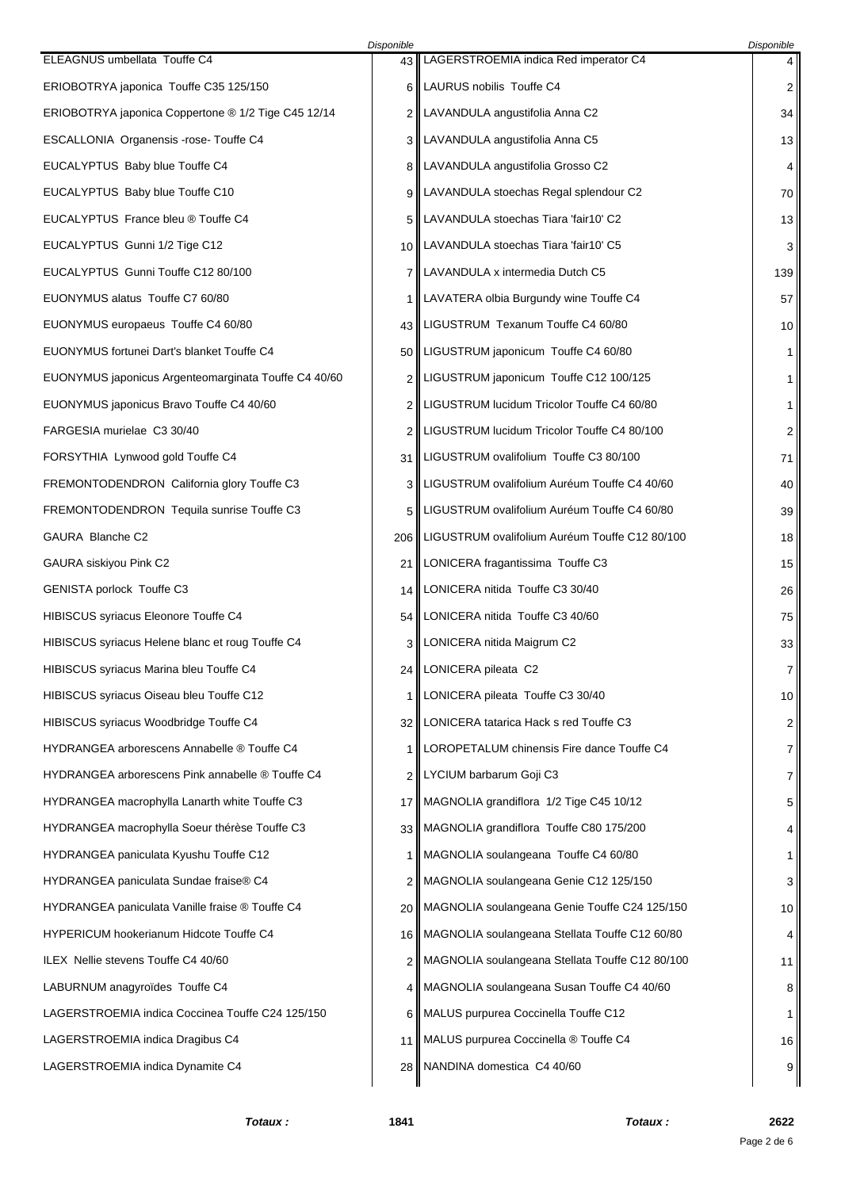| | Disponible | | Disponible |
|---|---|---|---|
| ELEAGNUS umbellata Touffe C4 | 43 | LAGERSTROEMIA indica Red imperator C4 | 4 |
| ERIOBOTRYA japonica Touffe C35 125/150 | 6 | LAURUS nobilis Touffe C4 | 2 |
| ERIOBOTRYA japonica Coppertone ® 1/2 Tige C45 12/14 | 2 | LAVANDULA angustifolia Anna C2 | 34 |
| ESCALLONIA Organensis -rose- Touffe C4 | 3 | LAVANDULA angustifolia Anna C5 | 13 |
| EUCALYPTUS Baby blue Touffe C4 | 8 | LAVANDULA angustifolia Grosso C2 | 4 |
| EUCALYPTUS Baby blue Touffe C10 | 9 | LAVANDULA stoechas Regal splendour C2 | 70 |
| EUCALYPTUS France bleu ® Touffe C4 | 5 | LAVANDULA stoechas Tiara 'fair10' C2 | 13 |
| EUCALYPTUS Gunni 1/2 Tige C12 | 10 | LAVANDULA stoechas Tiara 'fair10' C5 | 3 |
| EUCALYPTUS Gunni Touffe C12 80/100 | 7 | LAVANDULA x intermedia Dutch C5 | 139 |
| EUONYMUS alatus Touffe C7 60/80 | 1 | LAVATERA olbia Burgundy wine Touffe C4 | 57 |
| EUONYMUS europaeus Touffe C4 60/80 | 43 | LIGUSTRUM Texanum Touffe C4 60/80 | 10 |
| EUONYMUS fortunei Dart's blanket Touffe C4 | 50 | LIGUSTRUM japonicum Touffe C4 60/80 | 1 |
| EUONYMUS japonicus Argenteomarginata Touffe C4 40/60 | 2 | LIGUSTRUM japonicum Touffe C12 100/125 | 1 |
| EUONYMUS japonicus Bravo Touffe C4 40/60 | 2 | LIGUSTRUM lucidum Tricolor Touffe C4 60/80 | 1 |
| FARGESIA murielae C3 30/40 | 2 | LIGUSTRUM lucidum Tricolor Touffe C4 80/100 | 2 |
| FORSYTHIA Lynwood gold Touffe C4 | 31 | LIGUSTRUM ovalifolium Touffe C3 80/100 | 71 |
| FREMONTODENDRON California glory Touffe C3 | 3 | LIGUSTRUM ovalifolium Auréum Touffe C4 40/60 | 40 |
| FREMONTODENDRON Tequila sunrise Touffe C3 | 5 | LIGUSTRUM ovalifolium Auréum Touffe C4 60/80 | 39 |
| GAURA Blanche C2 | 206 | LIGUSTRUM ovalifolium Auréum Touffe C12 80/100 | 18 |
| GAURA siskiyou Pink C2 | 21 | LONICERA fragantissima Touffe C3 | 15 |
| GENISTA porlock Touffe C3 | 14 | LONICERA nitida Touffe C3 30/40 | 26 |
| HIBISCUS syriacus Eleonore Touffe C4 | 54 | LONICERA nitida Touffe C3 40/60 | 75 |
| HIBISCUS syriacus Helene blanc et roug Touffe C4 | 3 | LONICERA nitida Maigrum C2 | 33 |
| HIBISCUS syriacus Marina bleu Touffe C4 | 24 | LONICERA pileata C2 | 7 |
| HIBISCUS syriacus Oiseau bleu Touffe C12 | 1 | LONICERA pileata Touffe C3 30/40 | 10 |
| HIBISCUS syriacus Woodbridge Touffe C4 | 32 | LONICERA tatarica Hack s red Touffe C3 | 2 |
| HYDRANGEA arborescens Annabelle ® Touffe C4 | 1 | LOROPETALUM chinensis Fire dance Touffe C4 | 7 |
| HYDRANGEA arborescens Pink annabelle ® Touffe C4 | 2 | LYCIUM barbarum Goji C3 | 7 |
| HYDRANGEA macrophylla Lanarth white Touffe C3 | 17 | MAGNOLIA grandiflora 1/2 Tige C45 10/12 | 5 |
| HYDRANGEA macrophylla Soeur thérèse Touffe C3 | 33 | MAGNOLIA grandiflora Touffe C80 175/200 | 4 |
| HYDRANGEA paniculata Kyushu Touffe C12 | 1 | MAGNOLIA soulangeana Touffe C4 60/80 | 1 |
| HYDRANGEA paniculata Sundae fraise® C4 | 2 | MAGNOLIA soulangeana Genie C12 125/150 | 3 |
| HYDRANGEA paniculata Vanille fraise ® Touffe C4 | 20 | MAGNOLIA soulangeana Genie Touffe C24 125/150 | 10 |
| HYPERICUM hookerianum Hidcote Touffe C4 | 16 | MAGNOLIA soulangeana Stellata Touffe C12 60/80 | 4 |
| ILEX Nellie stevens Touffe C4 40/60 | 2 | MAGNOLIA soulangeana Stellata Touffe C12 80/100 | 11 |
| LABURNUM anagyroïdes Touffe C4 | 4 | MAGNOLIA soulangeana Susan Touffe C4 40/60 | 8 |
| LAGERSTROEMIA indica Coccinea Touffe C24 125/150 | 6 | MALUS purpurea Coccinella Touffe C12 | 1 |
| LAGERSTROEMIA indica Dragibus C4 | 11 | MALUS purpurea Coccinella ® Touffe C4 | 16 |
| LAGERSTROEMIA indica Dynamite C4 | 28 | NANDINA domestica C4 40/60 | 9 |
| ***Totaux :*** | **1841** | ***Totaux :*** | **2622** |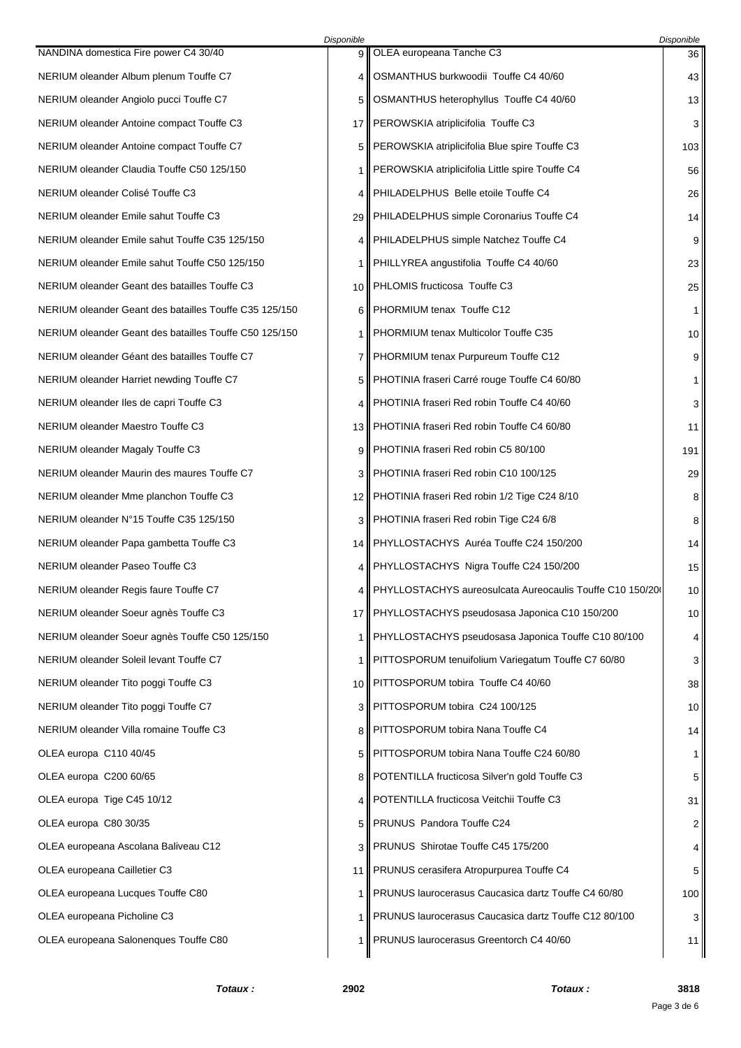| | Disponible | | Disponible |
|---|---|---|---|
| NANDINA domestica Fire power C4 30/40 | 9 | OLEA europeana Tanche C3 | 36 |
| NERIUM oleander Album plenum Touffe C7 | 4 | OSMANTHUS burkwoodii Touffe C4 40/60 | 43 |
| NERIUM oleander Angiolo pucci Touffe C7 | 5 | OSMANTHUS heterophyllus Touffe C4 40/60 | 13 |
| NERIUM oleander Antoine compact Touffe C3 | 17 | PEROWSKIA atriplicifolia Touffe C3 | 3 |
| NERIUM oleander Antoine compact Touffe C7 | 5 | PEROWSKIA atriplicifolia Blue spire Touffe C3 | 103 |
| NERIUM oleander Claudia Touffe C50 125/150 | 1 | PEROWSKIA atriplicifolia Little spire Touffe C4 | 56 |
| NERIUM oleander Colisé Touffe C3 | 4 | PHILADELPHUS Belle etoile Touffe C4 | 26 |
| NERIUM oleander Emile sahut Touffe C3 | 29 | PHILADELPHUS simple Coronarius Touffe C4 | 14 |
| NERIUM oleander Emile sahut Touffe C35 125/150 | 4 | PHILADELPHUS simple Natchez Touffe C4 | 9 |
| NERIUM oleander Emile sahut Touffe C50 125/150 | 1 | PHILLYREA angustifolia Touffe C4 40/60 | 23 |
| NERIUM oleander Geant des batailles Touffe C3 | 10 | PHLOMIS fructicosa Touffe C3 | 25 |
| NERIUM oleander Geant des batailles Touffe C35 125/150 | 6 | PHORMIUM tenax Touffe C12 | 1 |
| NERIUM oleander Geant des batailles Touffe C50 125/150 | 1 | PHORMIUM tenax Multicolor Touffe C35 | 10 |
| NERIUM oleander Géant des batailles Touffe C7 | 7 | PHORMIUM tenax Purpureum Touffe C12 | 9 |
| NERIUM oleander Harriet newding Touffe C7 | 5 | PHOTINIA fraseri Carré rouge Touffe C4 60/80 | 1 |
| NERIUM oleander Iles de capri Touffe C3 | 4 | PHOTINIA fraseri Red robin Touffe C4 40/60 | 3 |
| NERIUM oleander Maestro Touffe C3 | 13 | PHOTINIA fraseri Red robin Touffe C4 60/80 | 11 |
| NERIUM oleander Magaly Touffe C3 | 9 | PHOTINIA fraseri Red robin C5 80/100 | 191 |
| NERIUM oleander Maurin des maures Touffe C7 | 3 | PHOTINIA fraseri Red robin C10 100/125 | 29 |
| NERIUM oleander Mme planchon Touffe C3 | 12 | PHOTINIA fraseri Red robin 1/2 Tige C24 8/10 | 8 |
| NERIUM oleander N°15 Touffe C35 125/150 | 3 | PHOTINIA fraseri Red robin Tige C24 6/8 | 8 |
| NERIUM oleander Papa gambetta Touffe C3 | 14 | PHYLLOSTACHYS Auréa Touffe C24 150/200 | 14 |
| NERIUM oleander Paseo Touffe C3 | 4 | PHYLLOSTACHYS Nigra Touffe C24 150/200 | 15 |
| NERIUM oleander Regis faure Touffe C7 | 4 | PHYLLOSTACHYS aureosulcata Aureocaulis Touffe C10 150/20( | 10 |
| NERIUM oleander Soeur agnès Touffe C3 | 17 | PHYLLOSTACHYS pseudosasa Japonica C10 150/200 | 10 |
| NERIUM oleander Soeur agnès Touffe C50 125/150 | 1 | PHYLLOSTACHYS pseudosasa Japonica Touffe C10 80/100 | 4 |
| NERIUM oleander Soleil levant Touffe C7 | 1 | PITTOSPORUM tenuifolium Variegatum Touffe C7 60/80 | 3 |
| NERIUM oleander Tito poggi Touffe C3 | 10 | PITTOSPORUM tobira Touffe C4 40/60 | 38 |
| NERIUM oleander Tito poggi Touffe C7 | 3 | PITTOSPORUM tobira C24 100/125 | 10 |
| NERIUM oleander Villa romaine Touffe C3 | 8 | PITTOSPORUM tobira Nana Touffe C4 | 14 |
| OLEA europa C110 40/45 | 5 | PITTOSPORUM tobira Nana Touffe C24 60/80 | 1 |
| OLEA europa C200 60/65 | 8 | POTENTILLA fructicosa Silver'n gold Touffe C3 | 5 |
| OLEA europa Tige C45 10/12 | 4 | POTENTILLA fructicosa Veitchii Touffe C3 | 31 |
| OLEA europa C80 30/35 | 5 | PRUNUS Pandora Touffe C24 | 2 |
| OLEA europeana Ascolana Baliveau C12 | 3 | PRUNUS Shirotae Touffe C45 175/200 | 4 |
| OLEA europeana Cailletier C3 | 11 | PRUNUS cerasifera Atropurpurea Touffe C4 | 5 |
| OLEA europeana Lucques Touffe C80 | 1 | PRUNUS laurocerasus Caucasica dartz Touffe C4 60/80 | 100 |
| OLEA europeana Picholine C3 | 1 | PRUNUS laurocerasus Caucasica dartz Touffe C12 80/100 | 3 |
| OLEA europeana Salonenques Touffe C80 | 1 | PRUNUS laurocerasus Greentorch C4 40/60 | 11 |
| ***Totaux :*** | **2902** | ***Totaux :*** | **3818** |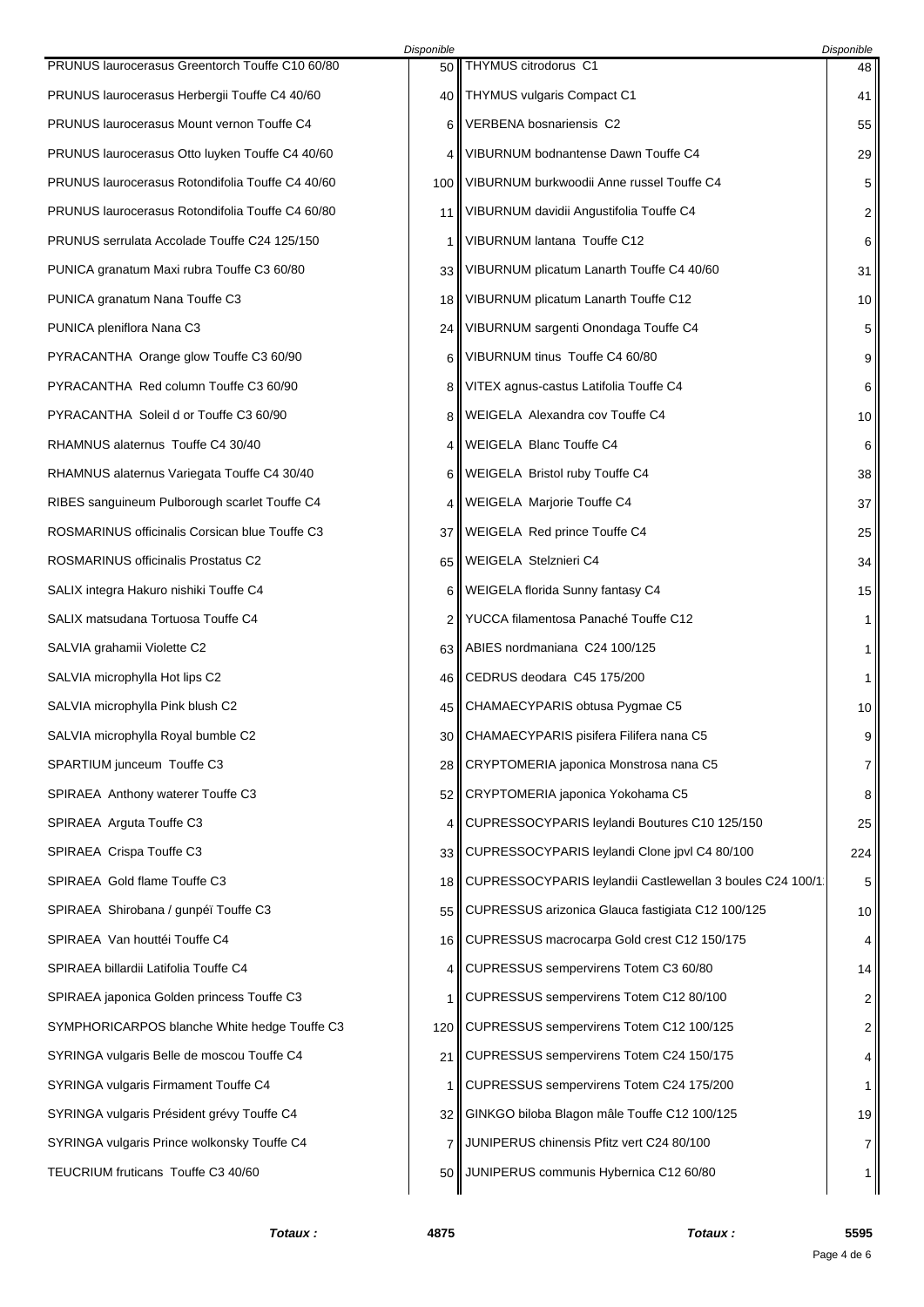| | Disponible | | Disponible |
|---|---|---|---|
| PRUNUS laurocerasus Greentorch Touffe C10 60/80 | 50 | THYMUS citrodorus C1 | 48 |
| PRUNUS laurocerasus Herbergii Touffe C4 40/60 | 40 | THYMUS vulgaris Compact C1 | 41 |
| PRUNUS laurocerasus Mount vernon Touffe C4 | 6 | VERBENA bosnariensis C2 | 55 |
| PRUNUS laurocerasus Otto luyken Touffe C4 40/60 | 4 | VIBURNUM bodnantense Dawn Touffe C4 | 29 |
| PRUNUS laurocerasus Rotondifolia Touffe C4 40/60 | 100 | VIBURNUM burkwoodii Anne russel Touffe C4 | 5 |
| PRUNUS laurocerasus Rotondifolia Touffe C4 60/80 | 11 | VIBURNUM davidii Angustifolia Touffe C4 | 2 |
| PRUNUS serrulata Accolade Touffe C24 125/150 | 1 | VIBURNUM lantana Touffe C12 | 6 |
| PUNICA granatum Maxi rubra Touffe C3 60/80 | 33 | VIBURNUM plicatum Lanarth Touffe C4 40/60 | 31 |
| PUNICA granatum Nana Touffe C3 | 18 | VIBURNUM plicatum Lanarth Touffe C12 | 10 |
| PUNICA pleniflora Nana C3 | 24 | VIBURNUM sargenti Onondaga Touffe C4 | 5 |
| PYRACANTHA Orange glow Touffe C3 60/90 | 6 | VIBURNUM tinus Touffe C4 60/80 | 9 |
| PYRACANTHA Red column Touffe C3 60/90 | 8 | VITEX agnus-castus Latifolia Touffe C4 | 6 |
| PYRACANTHA Soleil d or Touffe C3 60/90 | 8 | WEIGELA Alexandra cov Touffe C4 | 10 |
| RHAMNUS alaternus Touffe C4 30/40 | 4 | WEIGELA Blanc Touffe C4 | 6 |
| RHAMNUS alaternus Variegata Touffe C4 30/40 | 6 | WEIGELA Bristol ruby Touffe C4 | 38 |
| RIBES sanguineum Pulborough scarlet Touffe C4 | 4 | WEIGELA Marjorie Touffe C4 | 37 |
| ROSMARINUS officinalis Corsican blue Touffe C3 | 37 | WEIGELA Red prince Touffe C4 | 25 |
| ROSMARINUS officinalis Prostatus C2 | 65 | WEIGELA Stelznieri C4 | 34 |
| SALIX integra Hakuro nishiki Touffe C4 | 6 | WEIGELA florida Sunny fantasy C4 | 15 |
| SALIX matsudana Tortuosa Touffe C4 | 2 | YUCCA filamentosa Panaché Touffe C12 | 1 |
| SALVIA grahamii Violette C2 | 63 | ABIES nordmaniana C24 100/125 | 1 |
| SALVIA microphylla Hot lips C2 | 46 | CEDRUS deodara C45 175/200 | 1 |
| SALVIA microphylla Pink blush C2 | 45 | CHAMAECYPARIS obtusa Pygmae C5 | 10 |
| SALVIA microphylla Royal bumble C2 | 30 | CHAMAECYPARIS pisifera Filifera nana C5 | 9 |
| SPARTIUM junceum Touffe C3 | 28 | CRYPTOMERIA japonica Monstrosa nana C5 | 7 |
| SPIRAEA Anthony waterer Touffe C3 | 52 | CRYPTOMERIA japonica Yokohama C5 | 8 |
| SPIRAEA Arguta Touffe C3 | 4 | CUPRESSOCYPARIS leylandi Boutures C10 125/150 | 25 |
| SPIRAEA Crispa Touffe C3 | 33 | CUPRESSOCYPARIS leylandi Clone jpvl C4 80/100 | 224 |
| SPIRAEA Gold flame Touffe C3 | 18 | CUPRESSOCYPARIS leylandii Castlewellan 3 boules C24 100/1 | 5 |
| SPIRAEA Shirobana / gunpéï Touffe C3 | 55 | CUPRESSUS arizonica Glauca fastigiata C12 100/125 | 10 |
| SPIRAEA Van houttéi Touffe C4 | 16 | CUPRESSUS macrocarpa Gold crest C12 150/175 | 4 |
| SPIRAEA billardii Latifolia Touffe C4 | 4 | CUPRESSUS sempervirens Totem C3 60/80 | 14 |
| SPIRAEA japonica Golden princess Touffe C3 | 1 | CUPRESSUS sempervirens Totem C12 80/100 | 2 |
| SYMPHORICARPOS blanche White hedge Touffe C3 | 120 | CUPRESSUS sempervirens Totem C12 100/125 | 2 |
| SYRINGA vulgaris Belle de moscou Touffe C4 | 21 | CUPRESSUS sempervirens Totem C24 150/175 | 4 |
| SYRINGA vulgaris Firmament Touffe C4 | 1 | CUPRESSUS sempervirens Totem C24 175/200 | 1 |
| SYRINGA vulgaris Président grévy Touffe C4 | 32 | GINKGO biloba Blagon mâle Touffe C12 100/125 | 19 |
| SYRINGA vulgaris Prince wolkonsky Touffe C4 | 7 | JUNIPERUS chinensis Pfitz vert C24 80/100 | 7 |
| TEUCRIUM fruticans Touffe C3 40/60 | 50 | JUNIPERUS communis Hybernica C12 60/80 | 1 |
| ***Totaux :*** | **4875** | ***Totaux :*** | **5595** |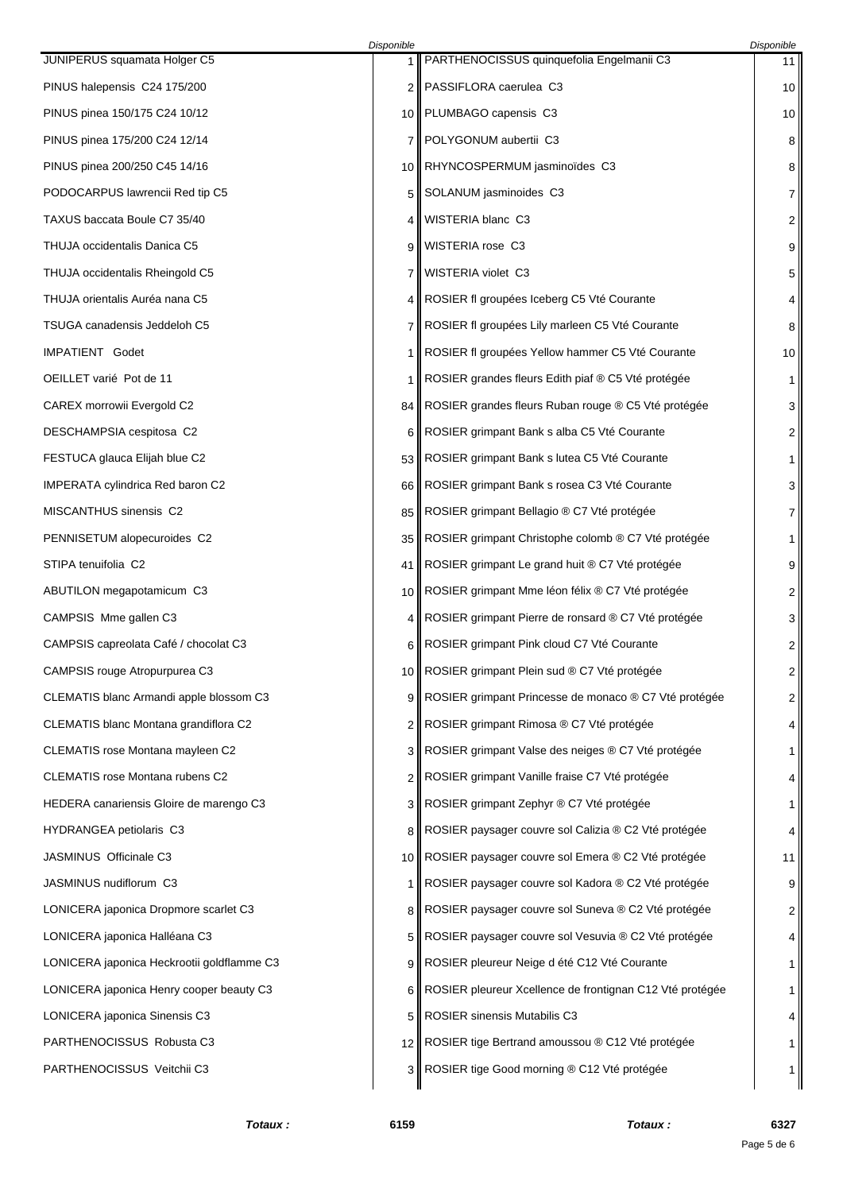| | Disponible | | Disponible |
|---|---|---|---|
| JUNIPERUS squamata Holger C5 | 1 | PARTHENOCISSUS quinquefolia Engelmanii C3 | 11 |
| PINUS halepensis C24 175/200 | 2 | PASSIFLORA caerulea C3 | 10 |
| PINUS pinea 150/175 C24 10/12 | 10 | PLUMBAGO capensis C3 | 10 |
| PINUS pinea 175/200 C24 12/14 | 7 | POLYGONUM aubertii C3 | 8 |
| PINUS pinea 200/250 C45 14/16 | 10 | RHYNCOSPERMUM jasminoïdes C3 | 8 |
| PODOCARPUS lawrencii Red tip C5 | 5 | SOLANUM jasminoides C3 | 7 |
| TAXUS baccata Boule C7 35/40 | 4 | WISTERIA blanc C3 | 2 |
| THUJA occidentalis Danica C5 | 9 | WISTERIA rose C3 | 9 |
| THUJA occidentalis Rheingold C5 | 7 | WISTERIA violet C3 | 5 |
| THUJA orientalis Auréa nana C5 | 4 | ROSIER fl groupées Iceberg C5 Vté Courante | 4 |
| TSUGA canadensis Jeddeloh C5 | 7 | ROSIER fl groupées Lily marleen C5 Vté Courante | 8 |
| IMPATIENT Godet | 1 | ROSIER fl groupées Yellow hammer C5 Vté Courante | 10 |
| OEILLET varié Pot de 11 | 1 | ROSIER grandes fleurs Edith piaf ® C5 Vté protégée | 1 |
| CAREX morrowii Evergold C2 | 84 | ROSIER grandes fleurs Ruban rouge ® C5 Vté protégée | 3 |
| DESCHAMPSIA cespitosa C2 | 6 | ROSIER grimpant Bank s alba C5 Vté Courante | 2 |
| FESTUCA glauca Elijah blue C2 | 53 | ROSIER grimpant Bank s lutea C5 Vté Courante | 1 |
| IMPERATA cylindrica Red baron C2 | 66 | ROSIER grimpant Bank s rosea C3 Vté Courante | 3 |
| MISCANTHUS sinensis C2 | 85 | ROSIER grimpant Bellagio ® C7 Vté protégée | 7 |
| PENNISETUM alopecuroides C2 | 35 | ROSIER grimpant Christophe colomb ® C7 Vté protégée | 1 |
| STIPA tenuifolia C2 | 41 | ROSIER grimpant Le grand huit ® C7 Vté protégée | 9 |
| ABUTILON megapotamicum C3 | 10 | ROSIER grimpant Mme léon félix ® C7 Vté protégée | 2 |
| CAMPSIS Mme gallen C3 | 4 | ROSIER grimpant Pierre de ronsard ® C7 Vté protégée | 3 |
| CAMPSIS capreolata Café / chocolat C3 | 6 | ROSIER grimpant Pink cloud C7 Vté Courante | 2 |
| CAMPSIS rouge Atropurpurea C3 | 10 | ROSIER grimpant Plein sud ® C7 Vté protégée | 2 |
| CLEMATIS blanc Armandi apple blossom C3 | 9 | ROSIER grimpant Princesse de monaco ® C7 Vté protégée | 2 |
| CLEMATIS blanc Montana grandiflora C2 | 2 | ROSIER grimpant Rimosa ® C7 Vté protégée | 4 |
| CLEMATIS rose Montana mayleen C2 | 3 | ROSIER grimpant Valse des neiges ® C7 Vté protégée | 1 |
| CLEMATIS rose Montana rubens C2 | 2 | ROSIER grimpant Vanille fraise C7 Vté protégée | 4 |
| HEDERA canariensis Gloire de marengo C3 | 3 | ROSIER grimpant Zephyr ® C7 Vté protégée | 1 |
| HYDRANGEA petiolaris C3 | 8 | ROSIER paysager couvre sol Calizia ® C2 Vté protégée | 4 |
| JASMINUS Officinale C3 | 10 | ROSIER paysager couvre sol Emera ® C2 Vté protégée | 11 |
| JASMINUS nudiflorum C3 | 1 | ROSIER paysager couvre sol Kadora ® C2 Vté protégée | 9 |
| LONICERA japonica Dropmore scarlet C3 | 8 | ROSIER paysager couvre sol Suneva ® C2 Vté protégée | 2 |
| LONICERA japonica Halléana C3 | 5 | ROSIER paysager couvre sol Vesuvia ® C2 Vté protégée | 4 |
| LONICERA japonica Heckrootii goldflamme C3 | 9 | ROSIER pleureur Neige d été C12 Vté Courante | 1 |
| LONICERA japonica Henry cooper beauty C3 | 6 | ROSIER pleureur Xcellence de frontignan C12 Vté protégée | 1 |
| LONICERA japonica Sinensis C3 | 5 | ROSIER sinensis Mutabilis C3 | 4 |
| PARTHENOCISSUS Robusta C3 | 12 | ROSIER tige Bertrand amoussou ® C12 Vté protégée | 1 |
| PARTHENOCISSUS Veitchii C3 | 3 | ROSIER tige Good morning ® C12 Vté protégée | 1 |
| ***Totaux :*** | **6159** | ***Totaux :*** | **6327** |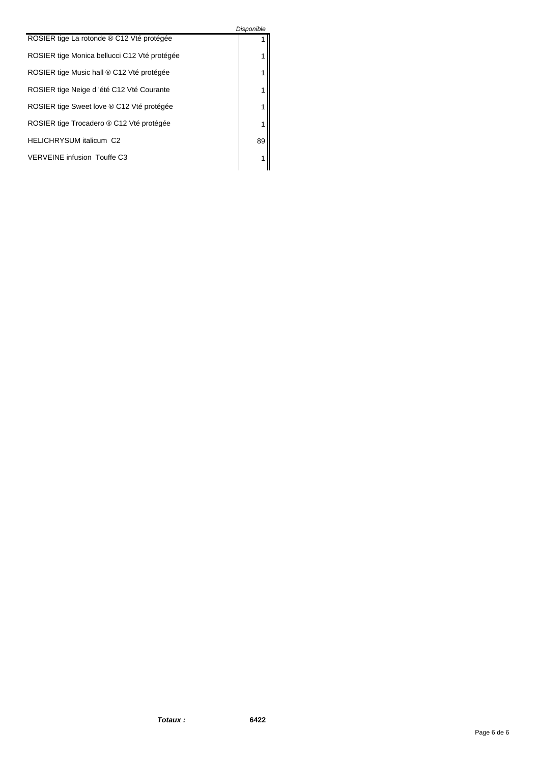| | *Disponible* |
| --- | --- |
| ROSIER tige La rotonde ® C12 Vté protégée | 1 |
| ROSIER tige Monica bellucci C12 Vté protégée | 1 |
| ROSIER tige Music hall ® C12 Vté protégée | 1 |
| ROSIER tige Neige d 'été C12 Vté Courante | 1 |
| ROSIER tige Sweet love ® C12 Vté protégée | 1 |
| ROSIER tige Trocadero ® C12 Vté protégée | 1 |
| HELICHRYSUM italicum C2 | 89 |
| VERVEINE infusion Touffe C3 | 1 |

***Totaux :*** **6422**